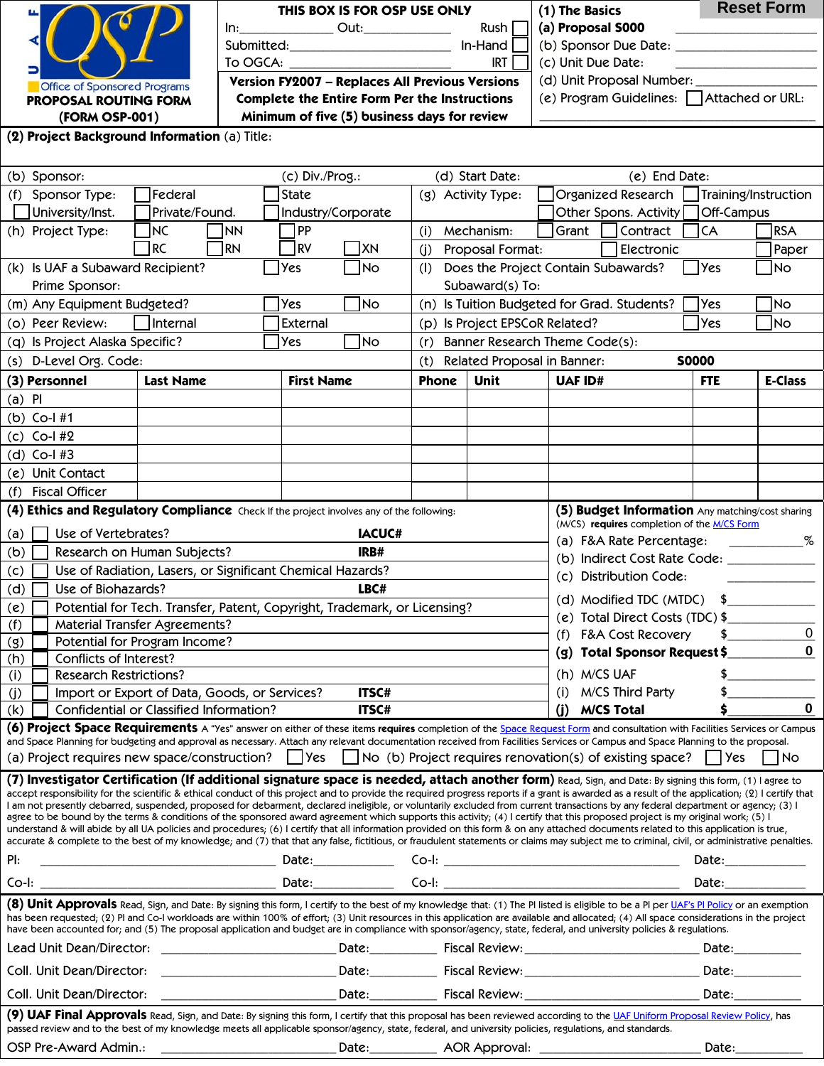**UAF OSP** Office of Sponsored Programs

**PROPOSAL ROUTING FORM (FORM OSP-001)**

**THIS BOX IS FOR OSP USE ONLY**

In:______________ Out:_____________ Rush ☐

Submitted:_________________________ In-Hand ☐

To OGCA:_________________________ IRT ☐

**Version FY2007 – Replaces All Previous Versions**
**Complete the Entire Form Per the Instructions**
**Minimum of five (5) business days for review**

Reset Form

**(1) The Basics**
**(a) Proposal S000** ____________________
(b) Sponsor Due Date: ____________________
(c) Unit Due Date: ____________________
(d) Unit Proposal Number: ____________________
(e) Program Guidelines: ☐ Attached or URL:
______________________________________

**(2) Project Background Information** (a) Title:

(b) Sponsor: (c) Div./Prog.: (d) Start Date: (e) End Date:

(f) Sponsor Type: ☐ Federal ☐ State ☐ University/Inst. ☐ Private/Found. ☐ Industry/Corporate

(g) Activity Type: ☐ Organized Research ☐ Training/Instruction ☐ Other Spons. Activity ☐ Off-Campus

(h) Project Type: ☐ NC ☐ NN ☐ PP ☐ RC ☐ RN ☐ RV ☐ XN

(i) Mechanism: ☐ Grant ☐ Contract ☐ CA ☐ RSA

(j) Proposal Format: ☐ Electronic ☐ Paper

(k) Is UAF a Subaward Recipient? ☐ Yes ☐ No
Prime Sponsor:

(l) Does the Project Contain Subawards? ☐ Yes ☐ No
Subaward(s) To:

(m) Any Equipment Budgeted? ☐ Yes ☐ No

(n) Is Tuition Budgeted for Grad. Students? ☐ Yes ☐ No

(o) Peer Review: ☐ Internal ☐ External

(p) Is Project EPSCoR Related? ☐ Yes ☐ No

(q) Is Project Alaska Specific? ☐ Yes ☐ No

(r) Banner Research Theme Code(s):

(s) D-Level Org. Code:

(t) Related Proposal in Banner: **S0000**

| **(3) Personnel** | **Last Name** | **First Name** | **Phone** | **Unit** | **UAF ID#** | **FTE** | **E-Class** |
|---|---|---|---|---|---|---|---|
| (a) PI | | | | | | | |
| (b) Co-I #1 | | | | | | | |
| (c) Co-I #2 | | | | | | | |
| (d) Co-I #3 | | | | | | | |
| (e) Unit Contact | | | | | | | |
| (f) Fiscal Officer | | | | | | | |

**(4) Ethics and Regulatory Compliance** Check If the project involves any of the following:

(a) ☐ Use of Vertebrates? **IACUC#**
(b) ☐ Research on Human Subjects? **IRB#**
(c) ☐ Use of Radiation, Lasers, or Significant Chemical Hazards?
(d) ☐ Use of Biohazards? **LBC#**
(e) ☐ Potential for Tech. Transfer, Patent, Copyright, Trademark, or Licensing?
(f) ☐ Material Transfer Agreements?
(g) ☐ Potential for Program Income?
(h) ☐ Conflicts of Interest?
(i) ☐ Research Restrictions?
(j) ☐ Import or Export of Data, Goods, or Services? **ITSC#**
(k) ☐ Confidential or Classified Information? **ITSC#**

**(5) Budget Information** Any matching/cost sharing (M/CS) **requires** completion of the M/CS Form

(a) F&A Rate Percentage: ___________%
(b) Indirect Cost Rate Code: _____________
(c) Distribution Code: _____________
(d) Modified TDC (MTDC) $_____________
(e) Total Direct Costs (TDC) $_____________
(f) F&A Cost Recovery $_____________0
**(g) Total Sponsor Request $_____________0**
(h) M/CS UAF $_____________
(i) M/CS Third Party $_____________
**(j) M/CS Total $_____________0**

**(6) Project Space Requirements** A "Yes" answer on either of these items **requires** completion of the Space Request Form and consultation with Facilities Services or Campus and Space Planning for budgeting and approval as necessary. Attach any relevant documentation received from Facilities Services or Campus and Space Planning to the proposal.

(a) Project requires new space/construction? ☐ Yes ☐ No (b) Project requires renovation(s) of existing space? ☐ Yes ☐ No

**(7) Investigator Certification (If additional signature space is needed, attach another form)** Read, Sign, and Date: By signing this form, (1) I agree to accept responsibility for the scientific & ethical conduct of this project and to provide the required progress reports if a grant is awarded as a result of the application; (2) I certify that I am not presently debarred, suspended, proposed for debarment, declared ineligible, or voluntarily excluded from current transactions by any federal department or agency; (3) I agree to be bound by the terms & conditions of the sponsored award agreement which supports this activity; (4) I certify that this proposed project is my original work; (5) I understand & will abide by all UA policies and procedures; (6) I certify that all information provided on this form & on any attached documents related to this application is true, accurate & complete to the best of my knowledge; and (7) that that any false, fictitious, or fraudulent statements or claims may subject me to criminal, civil, or administrative penalties.

PI: ________________________________ Date:___________ Co-I: ________________________________ Date:___________

Co-I: ________________________________ Date:___________ Co-I: ________________________________ Date:___________

**(8) Unit Approvals** Read, Sign, and Date: By signing this form, I certify to the best of my knowledge that: (1) The PI listed is eligible to be a PI per UAF's PI Policy or an exemption has been requested; (2) PI and Co-I workloads are within 100% of effort; (3) Unit resources in this application are available and allocated; (4) All space considerations in the project have been accounted for; and (5) The proposal application and budget are in compliance with sponsor/agency, state, federal, and university policies & regulations.

Lead Unit Dean/Director: _________________________ Date:_________ Fiscal Review: _________________________ Date:_________

Coll. Unit Dean/Director: _________________________ Date:_________ Fiscal Review: _________________________ Date:_________

Coll. Unit Dean/Director: _________________________ Date:_________ Fiscal Review: _________________________ Date:_________

**(9) UAF Final Approvals** Read, Sign, and Date: By signing this form, I certify that this proposal has been reviewed according to the UAF Uniform Proposal Review Policy, has passed review and to the best of my knowledge meets all applicable sponsor/agency, state, federal, and university policies, regulations, and standards.

OSP Pre-Award Admin.: _________________________ Date:_________ AOR Approval: _________________________ Date:_________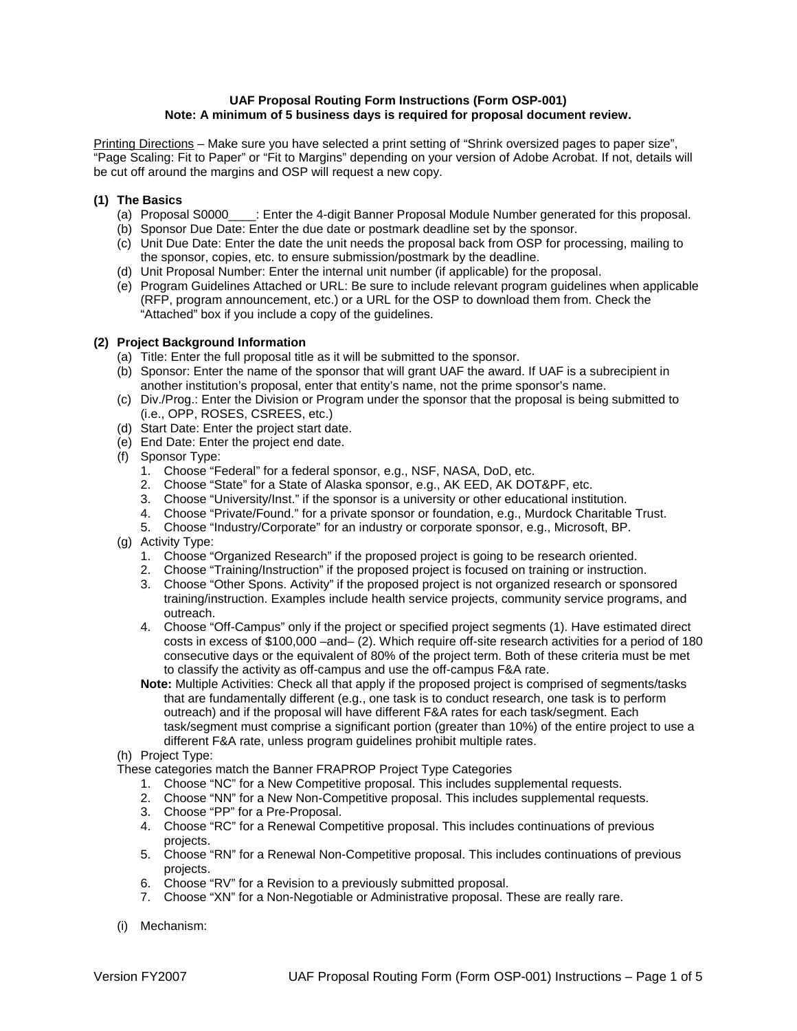**UAF Proposal Routing Form Instructions (Form OSP-001)**
**Note: A minimum of 5 business days is required for proposal document review.**

Printing Directions – Make sure you have selected a print setting of "Shrink oversized pages to paper size", "Page Scaling: Fit to Paper" or "Fit to Margins" depending on your version of Adobe Acrobat. If not, details will be cut off around the margins and OSP will request a new copy.

### (1) The Basics

(a) Proposal S0000____: Enter the 4-digit Banner Proposal Module Number generated for this proposal.
(b) Sponsor Due Date: Enter the due date or postmark deadline set by the sponsor.
(c) Unit Due Date: Enter the date the unit needs the proposal back from OSP for processing, mailing to the sponsor, copies, etc. to ensure submission/postmark by the deadline.
(d) Unit Proposal Number: Enter the internal unit number (if applicable) for the proposal.
(e) Program Guidelines Attached or URL: Be sure to include relevant program guidelines when applicable (RFP, program announcement, etc.) or a URL for the OSP to download them from. Check the "Attached" box if you include a copy of the guidelines.

### (2) Project Background Information

(a) Title: Enter the full proposal title as it will be submitted to the sponsor.
(b) Sponsor: Enter the name of the sponsor that will grant UAF the award. If UAF is a subrecipient in another institution's proposal, enter that entity's name, not the prime sponsor's name.
(c) Div./Prog.: Enter the Division or Program under the sponsor that the proposal is being submitted to (i.e., OPP, ROSES, CSREES, etc.)
(d) Start Date: Enter the project start date.
(e) End Date: Enter the project end date.
(f) Sponsor Type:
   1. Choose "Federal" for a federal sponsor, e.g., NSF, NASA, DoD, etc.
   2. Choose "State" for a State of Alaska sponsor, e.g., AK EED, AK DOT&PF, etc.
   3. Choose "University/Inst." if the sponsor is a university or other educational institution.
   4. Choose "Private/Found." for a private sponsor or foundation, e.g., Murdock Charitable Trust.
   5. Choose "Industry/Corporate" for an industry or corporate sponsor, e.g., Microsoft, BP.
(g) Activity Type:
   1. Choose "Organized Research" if the proposed project is going to be research oriented.
   2. Choose "Training/Instruction" if the proposed project is focused on training or instruction.
   3. Choose "Other Spons. Activity" if the proposed project is not organized research or sponsored training/instruction. Examples include health service projects, community service programs, and outreach.
   4. Choose "Off-Campus" only if the project or specified project segments (1). Have estimated direct costs in excess of $100,000 –and– (2). Which require off-site research activities for a period of 180 consecutive days or the equivalent of 80% of the project term. Both of these criteria must be met to classify the activity as off-campus and use the off-campus F&A rate.

   **Note:** Multiple Activities: Check all that apply if the proposed project is comprised of segments/tasks that are fundamentally different (e.g., one task is to conduct research, one task is to perform outreach) and if the proposal will have different F&A rates for each task/segment. Each task/segment must comprise a significant portion (greater than 10%) of the entire project to use a different F&A rate, unless program guidelines prohibit multiple rates.
(h) Project Type:
These categories match the Banner FRAPROP Project Type Categories
   1. Choose "NC" for a New Competitive proposal. This includes supplemental requests.
   2. Choose "NN" for a New Non-Competitive proposal. This includes supplemental requests.
   3. Choose "PP" for a Pre-Proposal.
   4. Choose "RC" for a Renewal Competitive proposal. This includes continuations of previous projects.
   5. Choose "RN" for a Renewal Non-Competitive proposal. This includes continuations of previous projects.
   6. Choose "RV" for a Revision to a previously submitted proposal.
   7. Choose "XN" for a Non-Negotiable or Administrative proposal. These are really rare.

(i) Mechanism: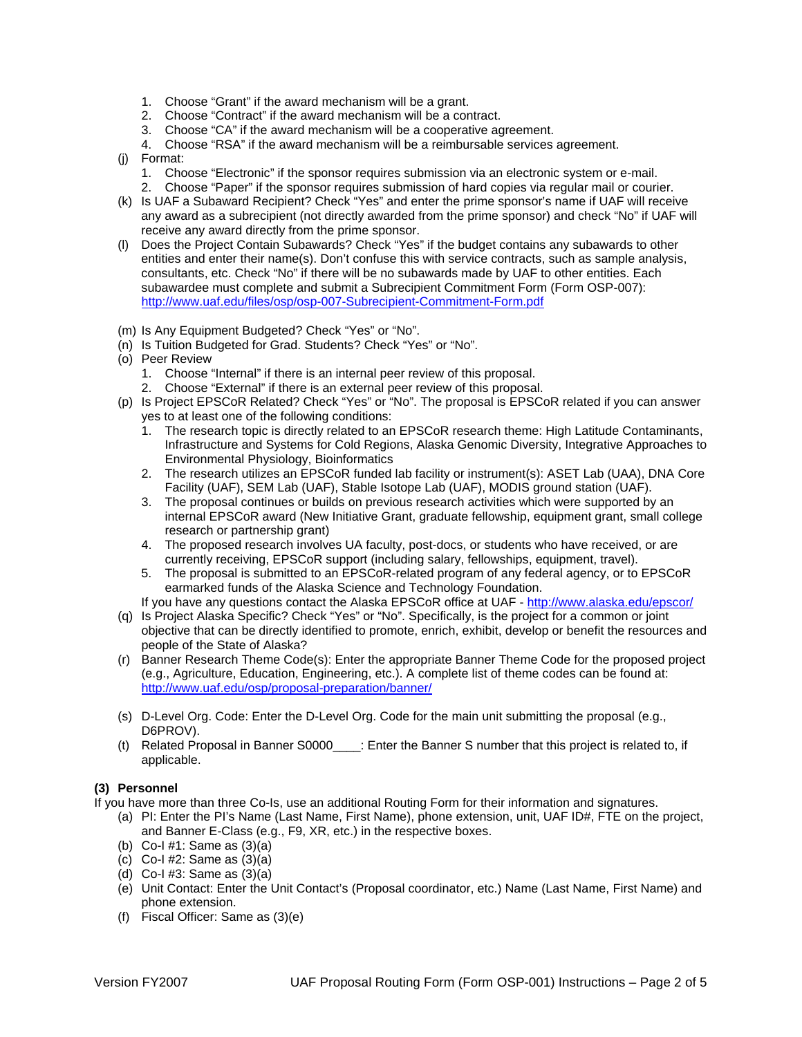1. Choose "Grant" if the award mechanism will be a grant.
2. Choose "Contract" if the award mechanism will be a contract.
3. Choose "CA" if the award mechanism will be a cooperative agreement.
4. Choose "RSA" if the award mechanism will be a reimbursable services agreement.

(j) Format:

1. Choose "Electronic" if the sponsor requires submission via an electronic system or e-mail.
2. Choose "Paper" if the sponsor requires submission of hard copies via regular mail or courier.

(k) Is UAF a Subaward Recipient? Check "Yes" and enter the prime sponsor's name if UAF will receive any award as a subrecipient (not directly awarded from the prime sponsor) and check "No" if UAF will receive any award directly from the prime sponsor.

(l) Does the Project Contain Subawards? Check "Yes" if the budget contains any subawards to other entities and enter their name(s). Don't confuse this with service contracts, such as sample analysis, consultants, etc. Check "No" if there will be no subawards made by UAF to other entities. Each subawardee must complete and submit a Subrecipient Commitment Form (Form OSP-007): http://www.uaf.edu/files/osp/osp-007-Subrecipient-Commitment-Form.pdf

(m) Is Any Equipment Budgeted? Check "Yes" or "No".

(n) Is Tuition Budgeted for Grad. Students? Check "Yes" or "No".

(o) Peer Review

1. Choose "Internal" if there is an internal peer review of this proposal.
2. Choose "External" if there is an external peer review of this proposal.

(p) Is Project EPSCoR Related? Check "Yes" or "No". The proposal is EPSCoR related if you can answer yes to at least one of the following conditions:

1. The research topic is directly related to an EPSCoR research theme: High Latitude Contaminants, Infrastructure and Systems for Cold Regions, Alaska Genomic Diversity, Integrative Approaches to Environmental Physiology, Bioinformatics
2. The research utilizes an EPSCoR funded lab facility or instrument(s): ASET Lab (UAA), DNA Core Facility (UAF), SEM Lab (UAF), Stable Isotope Lab (UAF), MODIS ground station (UAF).
3. The proposal continues or builds on previous research activities which were supported by an internal EPSCoR award (New Initiative Grant, graduate fellowship, equipment grant, small college research or partnership grant)
4. The proposed research involves UA faculty, post-docs, or students who have received, or are currently receiving, EPSCoR support (including salary, fellowships, equipment, travel).
5. The proposal is submitted to an EPSCoR-related program of any federal agency, or to EPSCoR earmarked funds of the Alaska Science and Technology Foundation.

If you have any questions contact the Alaska EPSCoR office at UAF - http://www.alaska.edu/epscor/

(q) Is Project Alaska Specific? Check "Yes" or "No". Specifically, is the project for a common or joint objective that can be directly identified to promote, enrich, exhibit, develop or benefit the resources and people of the State of Alaska?

(r) Banner Research Theme Code(s): Enter the appropriate Banner Theme Code for the proposed project (e.g., Agriculture, Education, Engineering, etc.). A complete list of theme codes can be found at: http://www.uaf.edu/osp/proposal-preparation/banner/

(s) D-Level Org. Code: Enter the D-Level Org. Code for the main unit submitting the proposal (e.g., D6PROV).

(t) Related Proposal in Banner S0000____: Enter the Banner S number that this project is related to, if applicable.

**(3) Personnel**

If you have more than three Co-Is, use an additional Routing Form for their information and signatures.

(a) PI: Enter the PI's Name (Last Name, First Name), phone extension, unit, UAF ID#, FTE on the project, and Banner E-Class (e.g., F9, XR, etc.) in the respective boxes.

(b) Co-I #1: Same as (3)(a)

(c) Co-I #2: Same as (3)(a)

(d) Co-I #3: Same as (3)(a)

(e) Unit Contact: Enter the Unit Contact's (Proposal coordinator, etc.) Name (Last Name, First Name) and phone extension.

(f) Fiscal Officer: Same as (3)(e)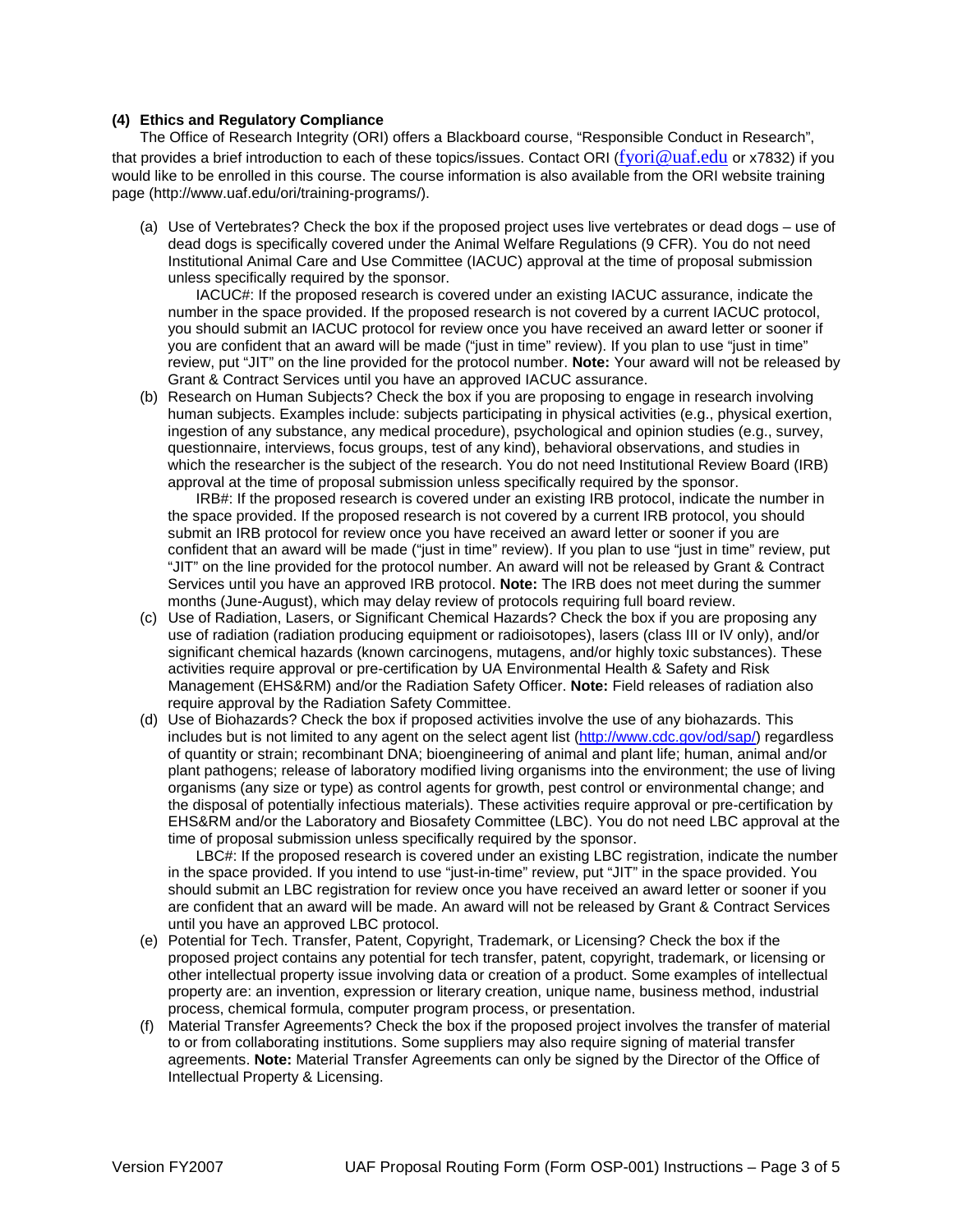**(4) Ethics and Regulatory Compliance**

The Office of Research Integrity (ORI) offers a Blackboard course, "Responsible Conduct in Research", that provides a brief introduction to each of these topics/issues. Contact ORI (fyori@uaf.edu or x7832) if you would like to be enrolled in this course. The course information is also available from the ORI website training page (http://www.uaf.edu/ori/training-programs/).

(a) Use of Vertebrates? Check the box if the proposed project uses live vertebrates or dead dogs – use of dead dogs is specifically covered under the Animal Welfare Regulations (9 CFR). You do not need Institutional Animal Care and Use Committee (IACUC) approval at the time of proposal submission unless specifically required by the sponsor.

IACUC#: If the proposed research is covered under an existing IACUC assurance, indicate the number in the space provided. If the proposed research is not covered by a current IACUC protocol, you should submit an IACUC protocol for review once you have received an award letter or sooner if you are confident that an award will be made ("just in time" review). If you plan to use "just in time" review, put "JIT" on the line provided for the protocol number. **Note:** Your award will not be released by Grant & Contract Services until you have an approved IACUC assurance.

(b) Research on Human Subjects? Check the box if you are proposing to engage in research involving human subjects. Examples include: subjects participating in physical activities (e.g., physical exertion, ingestion of any substance, any medical procedure), psychological and opinion studies (e.g., survey, questionnaire, interviews, focus groups, test of any kind), behavioral observations, and studies in which the researcher is the subject of the research. You do not need Institutional Review Board (IRB) approval at the time of proposal submission unless specifically required by the sponsor.

IRB#: If the proposed research is covered under an existing IRB protocol, indicate the number in the space provided. If the proposed research is not covered by a current IRB protocol, you should submit an IRB protocol for review once you have received an award letter or sooner if you are confident that an award will be made ("just in time" review). If you plan to use "just in time" review, put "JIT" on the line provided for the protocol number. An award will not be released by Grant & Contract Services until you have an approved IRB protocol. **Note:** The IRB does not meet during the summer months (June-August), which may delay review of protocols requiring full board review.

(c) Use of Radiation, Lasers, or Significant Chemical Hazards? Check the box if you are proposing any use of radiation (radiation producing equipment or radioisotopes), lasers (class III or IV only), and/or significant chemical hazards (known carcinogens, mutagens, and/or highly toxic substances). These activities require approval or pre-certification by UA Environmental Health & Safety and Risk Management (EHS&RM) and/or the Radiation Safety Officer. **Note:** Field releases of radiation also require approval by the Radiation Safety Committee.

(d) Use of Biohazards? Check the box if proposed activities involve the use of any biohazards. This includes but is not limited to any agent on the select agent list (http://www.cdc.gov/od/sap/) regardless of quantity or strain; recombinant DNA; bioengineering of animal and plant life; human, animal and/or plant pathogens; release of laboratory modified living organisms into the environment; the use of living organisms (any size or type) as control agents for growth, pest control or environmental change; and the disposal of potentially infectious materials). These activities require approval or pre-certification by EHS&RM and/or the Laboratory and Biosafety Committee (LBC). You do not need LBC approval at the time of proposal submission unless specifically required by the sponsor.

LBC#: If the proposed research is covered under an existing LBC registration, indicate the number in the space provided. If you intend to use "just-in-time" review, put "JIT" in the space provided. You should submit an LBC registration for review once you have received an award letter or sooner if you are confident that an award will be made. An award will not be released by Grant & Contract Services until you have an approved LBC protocol.

(e) Potential for Tech. Transfer, Patent, Copyright, Trademark, or Licensing? Check the box if the proposed project contains any potential for tech transfer, patent, copyright, trademark, or licensing or other intellectual property issue involving data or creation of a product. Some examples of intellectual property are: an invention, expression or literary creation, unique name, business method, industrial process, chemical formula, computer program process, or presentation.

(f) Material Transfer Agreements? Check the box if the proposed project involves the transfer of material to or from collaborating institutions. Some suppliers may also require signing of material transfer agreements. **Note:** Material Transfer Agreements can only be signed by the Director of the Office of Intellectual Property & Licensing.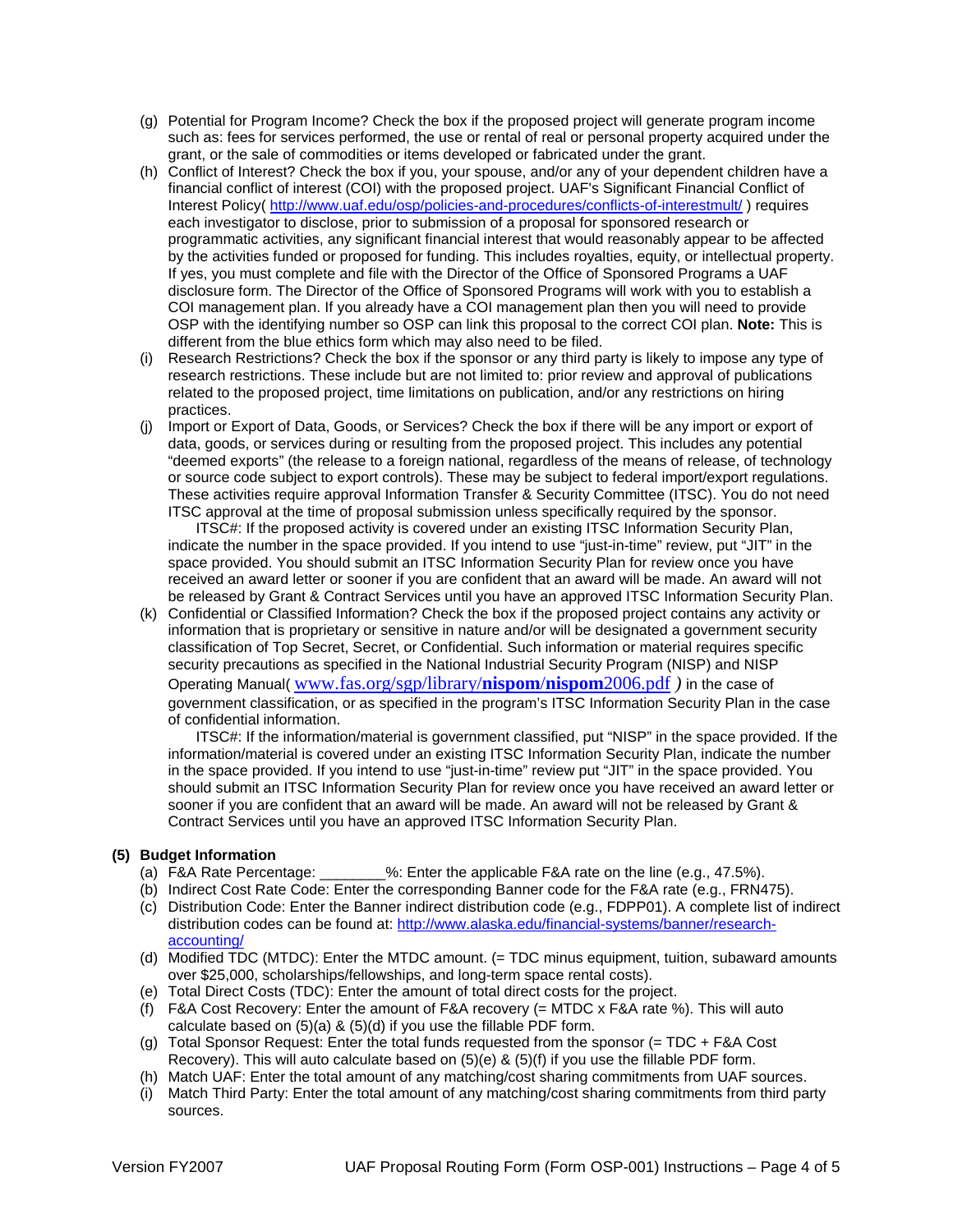(g) Potential for Program Income? Check the box if the proposed project will generate program income such as: fees for services performed, the use or rental of real or personal property acquired under the grant, or the sale of commodities or items developed or fabricated under the grant.

(h) Conflict of Interest? Check the box if you, your spouse, and/or any of your dependent children have a financial conflict of interest (COI) with the proposed project. UAF's Significant Financial Conflict of Interest Policy( http://www.uaf.edu/osp/policies-and-procedures/conflicts-of-interestmult/ ) requires each investigator to disclose, prior to submission of a proposal for sponsored research or programmatic activities, any significant financial interest that would reasonably appear to be affected by the activities funded or proposed for funding. This includes royalties, equity, or intellectual property. If yes, you must complete and file with the Director of the Office of Sponsored Programs a UAF disclosure form. The Director of the Office of Sponsored Programs will work with you to establish a COI management plan. If you already have a COI management plan then you will need to provide OSP with the identifying number so OSP can link this proposal to the correct COI plan. **Note:** This is different from the blue ethics form which may also need to be filed.

(i) Research Restrictions? Check the box if the sponsor or any third party is likely to impose any type of research restrictions. These include but are not limited to: prior review and approval of publications related to the proposed project, time limitations on publication, and/or any restrictions on hiring practices.

(j) Import or Export of Data, Goods, or Services? Check the box if there will be any import or export of data, goods, or services during or resulting from the proposed project. This includes any potential "deemed exports" (the release to a foreign national, regardless of the means of release, of technology or source code subject to export controls). These may be subject to federal import/export regulations. These activities require approval Information Transfer & Security Committee (ITSC). You do not need ITSC approval at the time of proposal submission unless specifically required by the sponsor.

    ITSC#: If the proposed activity is covered under an existing ITSC Information Security Plan, indicate the number in the space provided. If you intend to use "just-in-time" review, put "JIT" in the space provided. You should submit an ITSC Information Security Plan for review once you have received an award letter or sooner if you are confident that an award will be made. An award will not be released by Grant & Contract Services until you have an approved ITSC Information Security Plan.

(k) Confidential or Classified Information? Check the box if the proposed project contains any activity or information that is proprietary or sensitive in nature and/or will be designated a government security classification of Top Secret, Secret, or Confidential. Such information or material requires specific security precautions as specified in the National Industrial Security Program (NISP) and NISP Operating Manual( www.fas.org/sgp/library/**nispom**/**nispom**2006.pdf *)* in the case of government classification, or as specified in the program's ITSC Information Security Plan in the case of confidential information.

    ITSC#: If the information/material is government classified, put "NISP" in the space provided. If the information/material is covered under an existing ITSC Information Security Plan, indicate the number in the space provided. If you intend to use "just-in-time" review put "JIT" in the space provided. You should submit an ITSC Information Security Plan for review once you have received an award letter or sooner if you are confident that an award will be made. An award will not be released by Grant & Contract Services until you have an approved ITSC Information Security Plan.

**(5) Budget Information**

(a) F&A Rate Percentage: ________%: Enter the applicable F&A rate on the line (e.g., 47.5%).

(b) Indirect Cost Rate Code: Enter the corresponding Banner code for the F&A rate (e.g., FRN475).

(c) Distribution Code: Enter the Banner indirect distribution code (e.g., FDPP01). A complete list of indirect distribution codes can be found at: http://www.alaska.edu/financial-systems/banner/research-accounting/

(d) Modified TDC (MTDC): Enter the MTDC amount. (= TDC minus equipment, tuition, subaward amounts over $25,000, scholarships/fellowships, and long-term space rental costs).

(e) Total Direct Costs (TDC): Enter the amount of total direct costs for the project.

(f) F&A Cost Recovery: Enter the amount of F&A recovery (= MTDC x F&A rate %). This will auto calculate based on (5)(a) & (5)(d) if you use the fillable PDF form.

(g) Total Sponsor Request: Enter the total funds requested from the sponsor (= TDC + F&A Cost Recovery). This will auto calculate based on (5)(e) & (5)(f) if you use the fillable PDF form.

(h) Match UAF: Enter the total amount of any matching/cost sharing commitments from UAF sources.

(i) Match Third Party: Enter the total amount of any matching/cost sharing commitments from third party sources.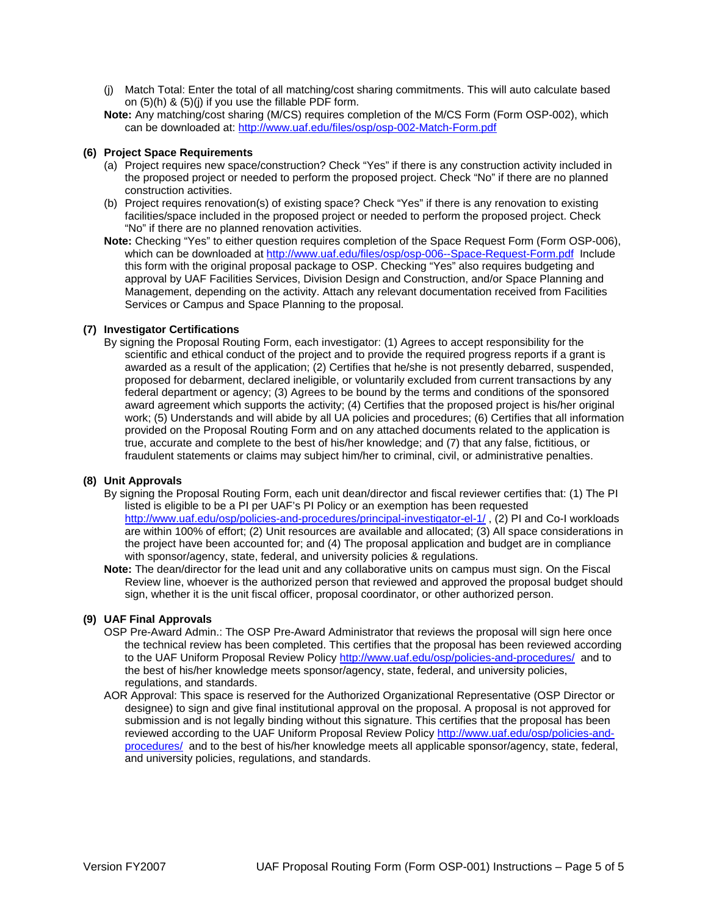(j) Match Total: Enter the total of all matching/cost sharing commitments. This will auto calculate based on (5)(h) & (5)(j) if you use the fillable PDF form.

**Note:** Any matching/cost sharing (M/CS) requires completion of the M/CS Form (Form OSP-002), which can be downloaded at: http://www.uaf.edu/files/osp/osp-002-Match-Form.pdf

**(6) Project Space Requirements**

(a) Project requires new space/construction? Check "Yes" if there is any construction activity included in the proposed project or needed to perform the proposed project. Check "No" if there are no planned construction activities.

(b) Project requires renovation(s) of existing space? Check "Yes" if there is any renovation to existing facilities/space included in the proposed project or needed to perform the proposed project. Check "No" if there are no planned renovation activities.

**Note:** Checking "Yes" to either question requires completion of the Space Request Form (Form OSP-006), which can be downloaded at http://www.uaf.edu/files/osp/osp-006--Space-Request-Form.pdf Include this form with the original proposal package to OSP. Checking "Yes" also requires budgeting and approval by UAF Facilities Services, Division Design and Construction, and/or Space Planning and Management, depending on the activity. Attach any relevant documentation received from Facilities Services or Campus and Space Planning to the proposal.

**(7) Investigator Certifications**

By signing the Proposal Routing Form, each investigator: (1) Agrees to accept responsibility for the scientific and ethical conduct of the project and to provide the required progress reports if a grant is awarded as a result of the application; (2) Certifies that he/she is not presently debarred, suspended, proposed for debarment, declared ineligible, or voluntarily excluded from current transactions by any federal department or agency; (3) Agrees to be bound by the terms and conditions of the sponsored award agreement which supports the activity; (4) Certifies that the proposed project is his/her original work; (5) Understands and will abide by all UA policies and procedures; (6) Certifies that all information provided on the Proposal Routing Form and on any attached documents related to the application is true, accurate and complete to the best of his/her knowledge; and (7) that any false, fictitious, or fraudulent statements or claims may subject him/her to criminal, civil, or administrative penalties.

**(8) Unit Approvals**

By signing the Proposal Routing Form, each unit dean/director and fiscal reviewer certifies that: (1) The PI listed is eligible to be a PI per UAF's PI Policy or an exemption has been requested http://www.uaf.edu/osp/policies-and-procedures/principal-investigator-el-1/ , (2) PI and Co-I workloads are within 100% of effort; (2) Unit resources are available and allocated; (3) All space considerations in the project have been accounted for; and (4) The proposal application and budget are in compliance with sponsor/agency, state, federal, and university policies & regulations.

**Note:** The dean/director for the lead unit and any collaborative units on campus must sign. On the Fiscal Review line, whoever is the authorized person that reviewed and approved the proposal budget should sign, whether it is the unit fiscal officer, proposal coordinator, or other authorized person.

**(9) UAF Final Approvals**

OSP Pre-Award Admin.: The OSP Pre-Award Administrator that reviews the proposal will sign here once the technical review has been completed. This certifies that the proposal has been reviewed according to the UAF Uniform Proposal Review Policy http://www.uaf.edu/osp/policies-and-procedures/ and to the best of his/her knowledge meets sponsor/agency, state, federal, and university policies, regulations, and standards.

AOR Approval: This space is reserved for the Authorized Organizational Representative (OSP Director or designee) to sign and give final institutional approval on the proposal. A proposal is not approved for submission and is not legally binding without this signature. This certifies that the proposal has been reviewed according to the UAF Uniform Proposal Review Policy http://www.uaf.edu/osp/policies-and-procedures/ and to the best of his/her knowledge meets all applicable sponsor/agency, state, federal, and university policies, regulations, and standards.